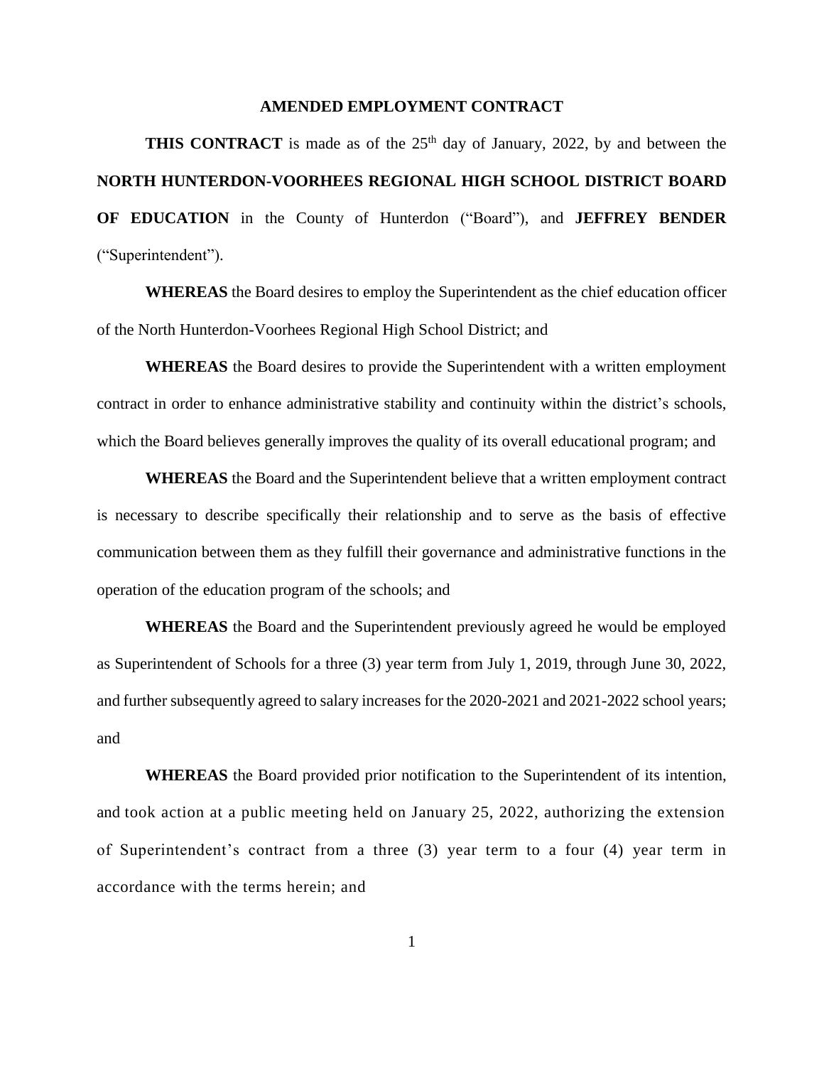# AMENDED EMPLOYMENT CONTRACT

**THIS CONTRACT** is made as of the 25th day of January, 2022, by and between the **NORTH HUNTERDON-VOORHEES REGIONAL HIGH SCHOOL DISTRICT BOARD OF EDUCATION** in the County of Hunterdon ("Board"), and **JEFFREY BENDER** ("Superintendent").

**WHEREAS** the Board desires to employ the Superintendent as the chief education officer of the North Hunterdon-Voorhees Regional High School District; and

**WHEREAS** the Board desires to provide the Superintendent with a written employment contract in order to enhance administrative stability and continuity within the district's schools, which the Board believes generally improves the quality of its overall educational program; and

**WHEREAS** the Board and the Superintendent believe that a written employment contract is necessary to describe specifically their relationship and to serve as the basis of effective communication between them as they fulfill their governance and administrative functions in the operation of the education program of the schools; and

**WHEREAS** the Board and the Superintendent previously agreed he would be employed as Superintendent of Schools for a three (3) year term from July 1, 2019, through June 30, 2022, and further subsequently agreed to salary increases for the 2020-2021 and 2021-2022 school years; and

**WHEREAS** the Board provided prior notification to the Superintendent of its intention, and took action at a public meeting held on January 25, 2022, authorizing the extension of Superintendent's contract from a three (3) year term to a four (4) year term in accordance with the terms herein; and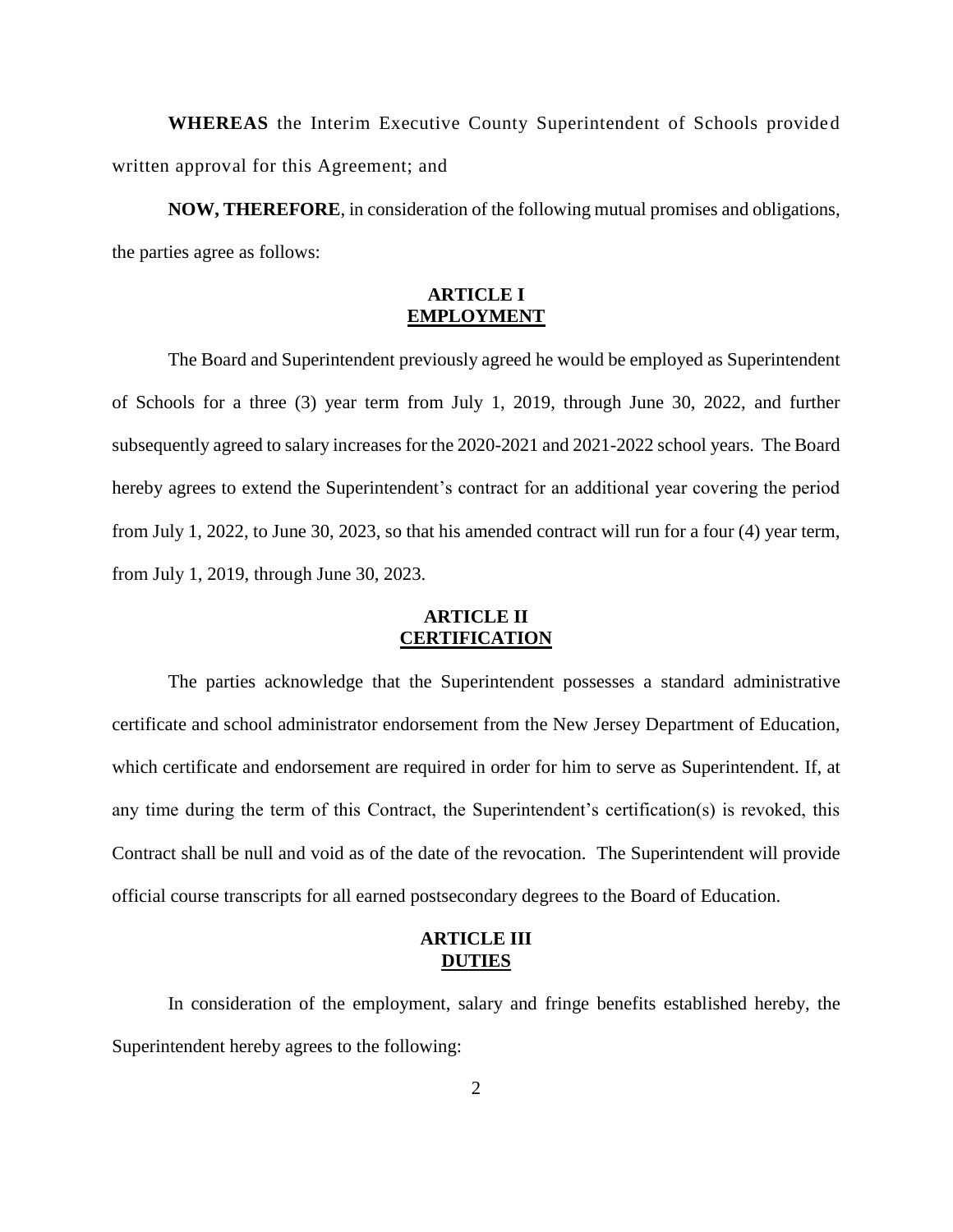**WHEREAS** the Interim Executive County Superintendent of Schools provided written approval for this Agreement; and

**NOW, THEREFORE**, in consideration of the following mutual promises and obligations, the parties agree as follows:

## ARTICLE I
## EMPLOYMENT

The Board and Superintendent previously agreed he would be employed as Superintendent of Schools for a three (3) year term from July 1, 2019, through June 30, 2022, and further subsequently agreed to salary increases for the 2020-2021 and 2021-2022 school years. The Board hereby agrees to extend the Superintendent's contract for an additional year covering the period from July 1, 2022, to June 30, 2023, so that his amended contract will run for a four (4) year term, from July 1, 2019, through June 30, 2023.

## ARTICLE II
## CERTIFICATION

The parties acknowledge that the Superintendent possesses a standard administrative certificate and school administrator endorsement from the New Jersey Department of Education, which certificate and endorsement are required in order for him to serve as Superintendent. If, at any time during the term of this Contract, the Superintendent's certification(s) is revoked, this Contract shall be null and void as of the date of the revocation. The Superintendent will provide official course transcripts for all earned postsecondary degrees to the Board of Education.

## ARTICLE III
## DUTIES

In consideration of the employment, salary and fringe benefits established hereby, the Superintendent hereby agrees to the following: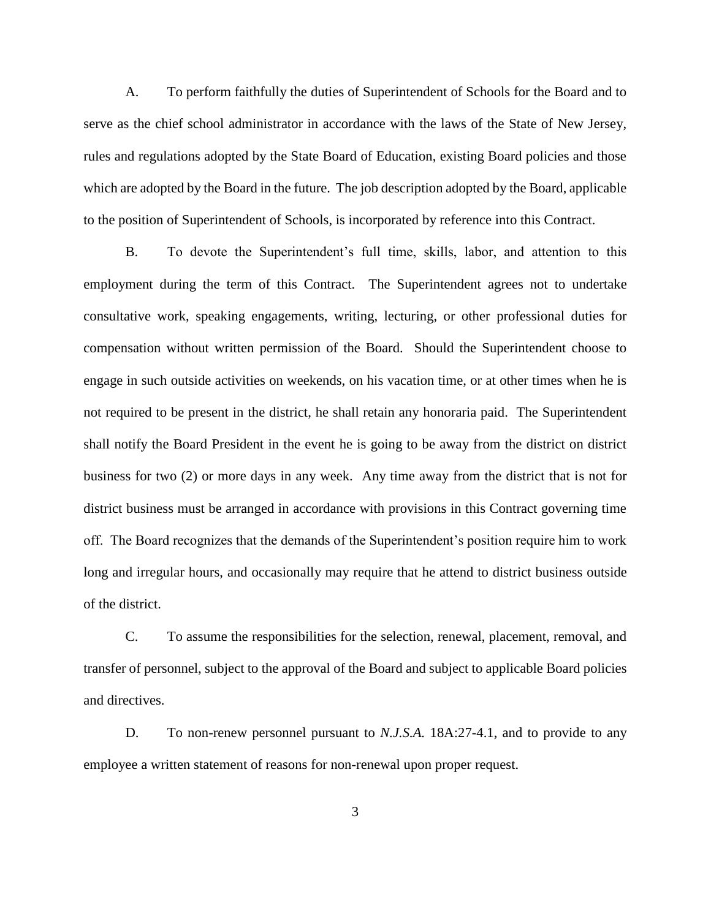A. To perform faithfully the duties of Superintendent of Schools for the Board and to serve as the chief school administrator in accordance with the laws of the State of New Jersey, rules and regulations adopted by the State Board of Education, existing Board policies and those which are adopted by the Board in the future. The job description adopted by the Board, applicable to the position of Superintendent of Schools, is incorporated by reference into this Contract.

B. To devote the Superintendent's full time, skills, labor, and attention to this employment during the term of this Contract. The Superintendent agrees not to undertake consultative work, speaking engagements, writing, lecturing, or other professional duties for compensation without written permission of the Board. Should the Superintendent choose to engage in such outside activities on weekends, on his vacation time, or at other times when he is not required to be present in the district, he shall retain any honoraria paid. The Superintendent shall notify the Board President in the event he is going to be away from the district on district business for two (2) or more days in any week. Any time away from the district that is not for district business must be arranged in accordance with provisions in this Contract governing time off. The Board recognizes that the demands of the Superintendent's position require him to work long and irregular hours, and occasionally may require that he attend to district business outside of the district.

C. To assume the responsibilities for the selection, renewal, placement, removal, and transfer of personnel, subject to the approval of the Board and subject to applicable Board policies and directives.

D. To non-renew personnel pursuant to *N.J.S.A.* 18A:27-4.1, and to provide to any employee a written statement of reasons for non-renewal upon proper request.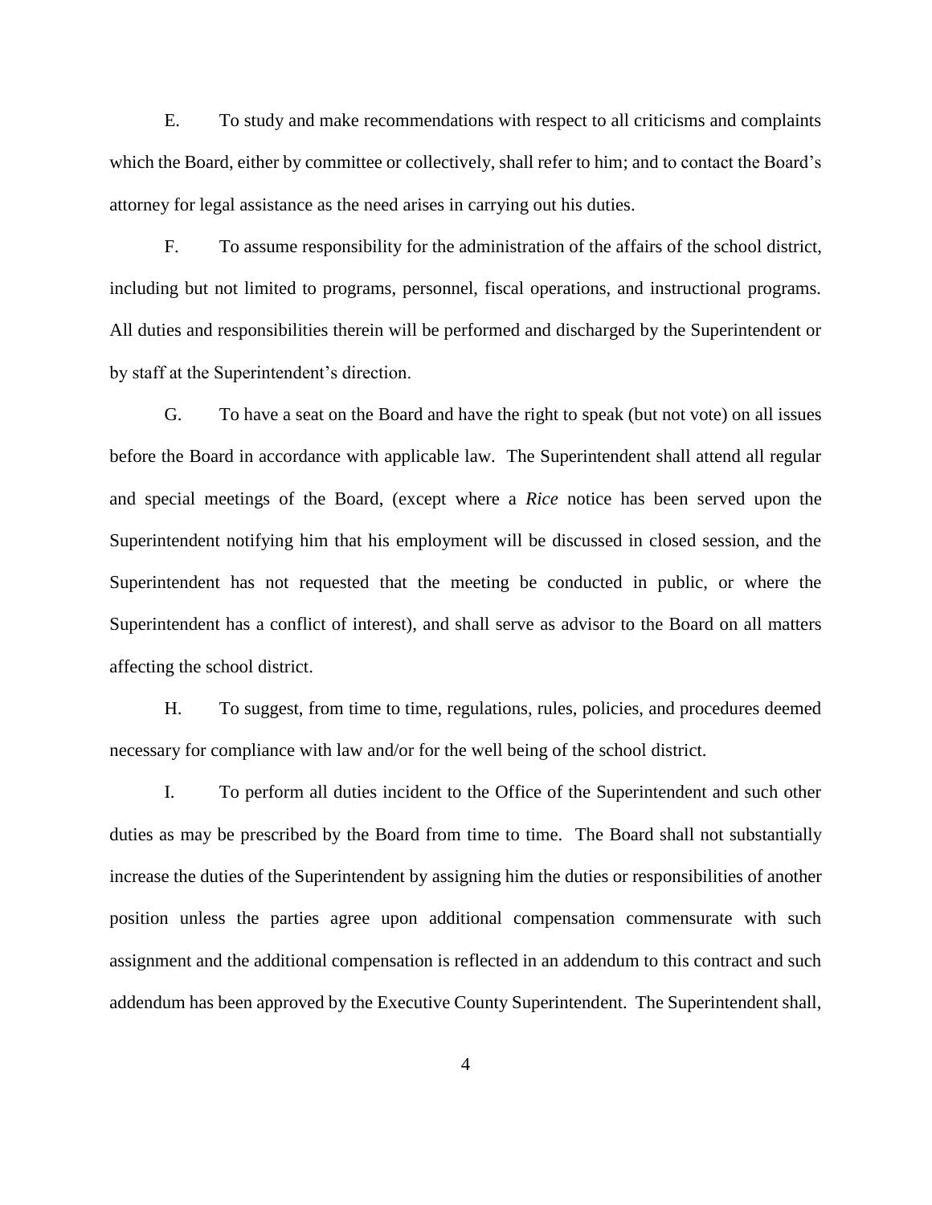E. To study and make recommendations with respect to all criticisms and complaints which the Board, either by committee or collectively, shall refer to him; and to contact the Board's attorney for legal assistance as the need arises in carrying out his duties.

F. To assume responsibility for the administration of the affairs of the school district, including but not limited to programs, personnel, fiscal operations, and instructional programs. All duties and responsibilities therein will be performed and discharged by the Superintendent or by staff at the Superintendent's direction.

G. To have a seat on the Board and have the right to speak (but not vote) on all issues before the Board in accordance with applicable law. The Superintendent shall attend all regular and special meetings of the Board, (except where a *Rice* notice has been served upon the Superintendent notifying him that his employment will be discussed in closed session, and the Superintendent has not requested that the meeting be conducted in public, or where the Superintendent has a conflict of interest), and shall serve as advisor to the Board on all matters affecting the school district.

H. To suggest, from time to time, regulations, rules, policies, and procedures deemed necessary for compliance with law and/or for the well being of the school district.

I. To perform all duties incident to the Office of the Superintendent and such other duties as may be prescribed by the Board from time to time. The Board shall not substantially increase the duties of the Superintendent by assigning him the duties or responsibilities of another position unless the parties agree upon additional compensation commensurate with such assignment and the additional compensation is reflected in an addendum to this contract and such addendum has been approved by the Executive County Superintendent. The Superintendent shall,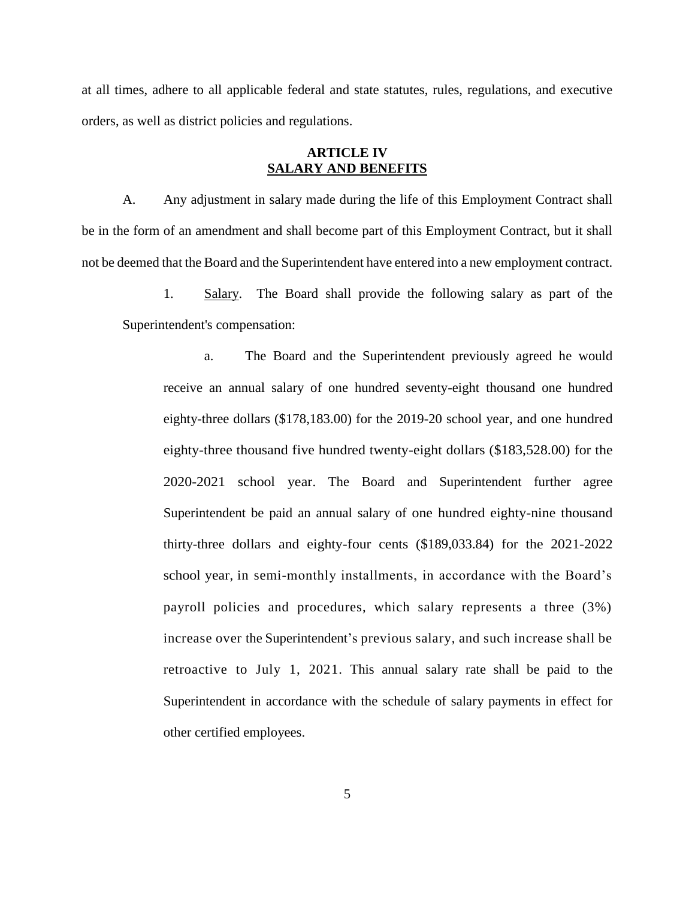at all times, adhere to all applicable federal and state statutes, rules, regulations, and executive orders, as well as district policies and regulations.

## ARTICLE IV
## SALARY AND BENEFITS

A. Any adjustment in salary made during the life of this Employment Contract shall be in the form of an amendment and shall become part of this Employment Contract, but it shall not be deemed that the Board and the Superintendent have entered into a new employment contract.

1. Salary. The Board shall provide the following salary as part of the Superintendent's compensation:

a. The Board and the Superintendent previously agreed he would receive an annual salary of one hundred seventy-eight thousand one hundred eighty-three dollars ($178,183.00) for the 2019-20 school year, and one hundred eighty-three thousand five hundred twenty-eight dollars ($183,528.00) for the 2020-2021 school year. The Board and Superintendent further agree Superintendent be paid an annual salary of one hundred eighty-nine thousand thirty-three dollars and eighty-four cents ($189,033.84) for the 2021-2022 school year, in semi-monthly installments, in accordance with the Board's payroll policies and procedures, which salary represents a three (3%) increase over the Superintendent's previous salary, and such increase shall be retroactive to July 1, 2021. This annual salary rate shall be paid to the Superintendent in accordance with the schedule of salary payments in effect for other certified employees.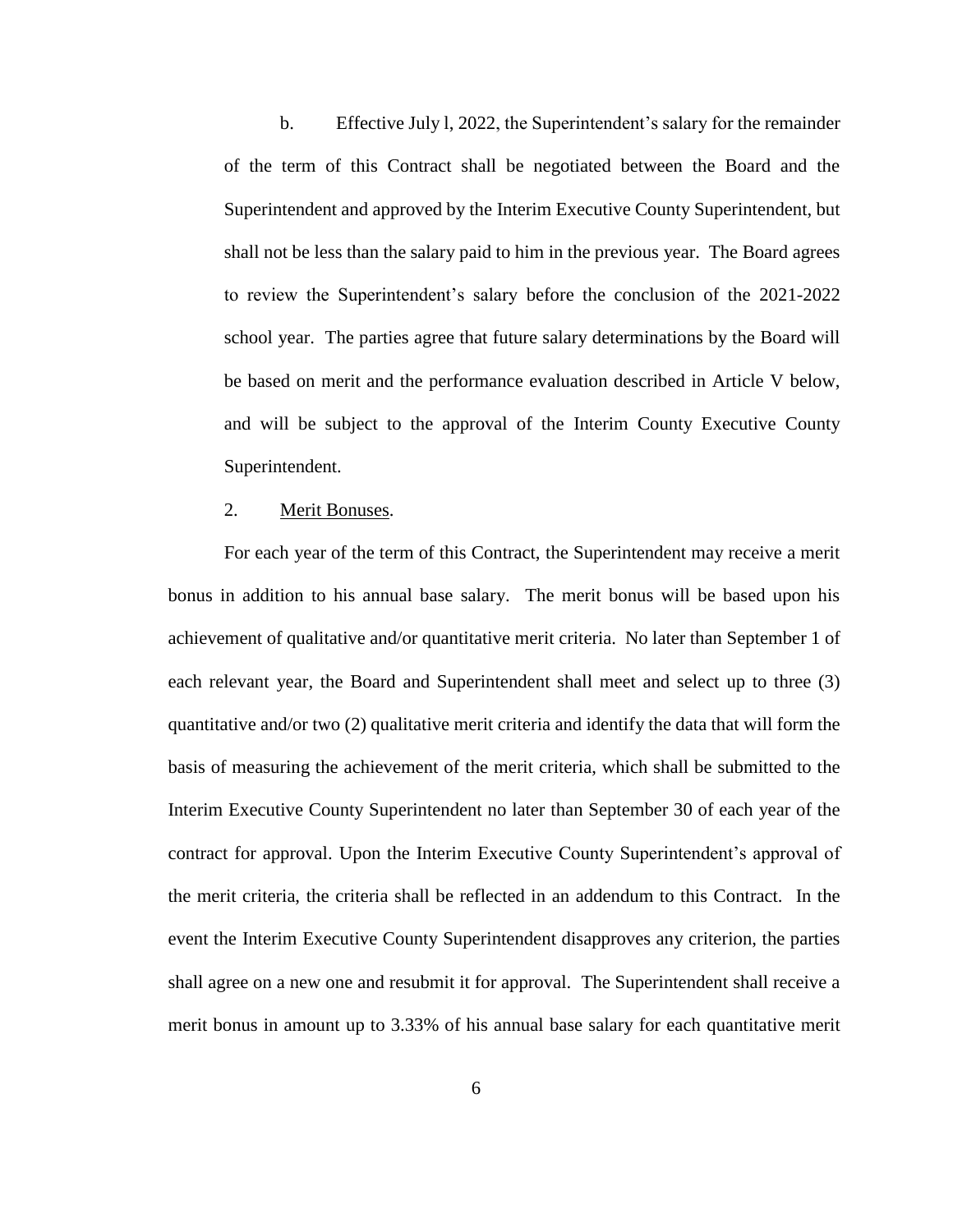b. Effective July l, 2022, the Superintendent's salary for the remainder of the term of this Contract shall be negotiated between the Board and the Superintendent and approved by the Interim Executive County Superintendent, but shall not be less than the salary paid to him in the previous year. The Board agrees to review the Superintendent's salary before the conclusion of the 2021-2022 school year. The parties agree that future salary determinations by the Board will be based on merit and the performance evaluation described in Article V below, and will be subject to the approval of the Interim County Executive County Superintendent.

2. Merit Bonuses.

For each year of the term of this Contract, the Superintendent may receive a merit bonus in addition to his annual base salary. The merit bonus will be based upon his achievement of qualitative and/or quantitative merit criteria. No later than September 1 of each relevant year, the Board and Superintendent shall meet and select up to three (3) quantitative and/or two (2) qualitative merit criteria and identify the data that will form the basis of measuring the achievement of the merit criteria, which shall be submitted to the Interim Executive County Superintendent no later than September 30 of each year of the contract for approval. Upon the Interim Executive County Superintendent's approval of the merit criteria, the criteria shall be reflected in an addendum to this Contract. In the event the Interim Executive County Superintendent disapproves any criterion, the parties shall agree on a new one and resubmit it for approval. The Superintendent shall receive a merit bonus in amount up to 3.33% of his annual base salary for each quantitative merit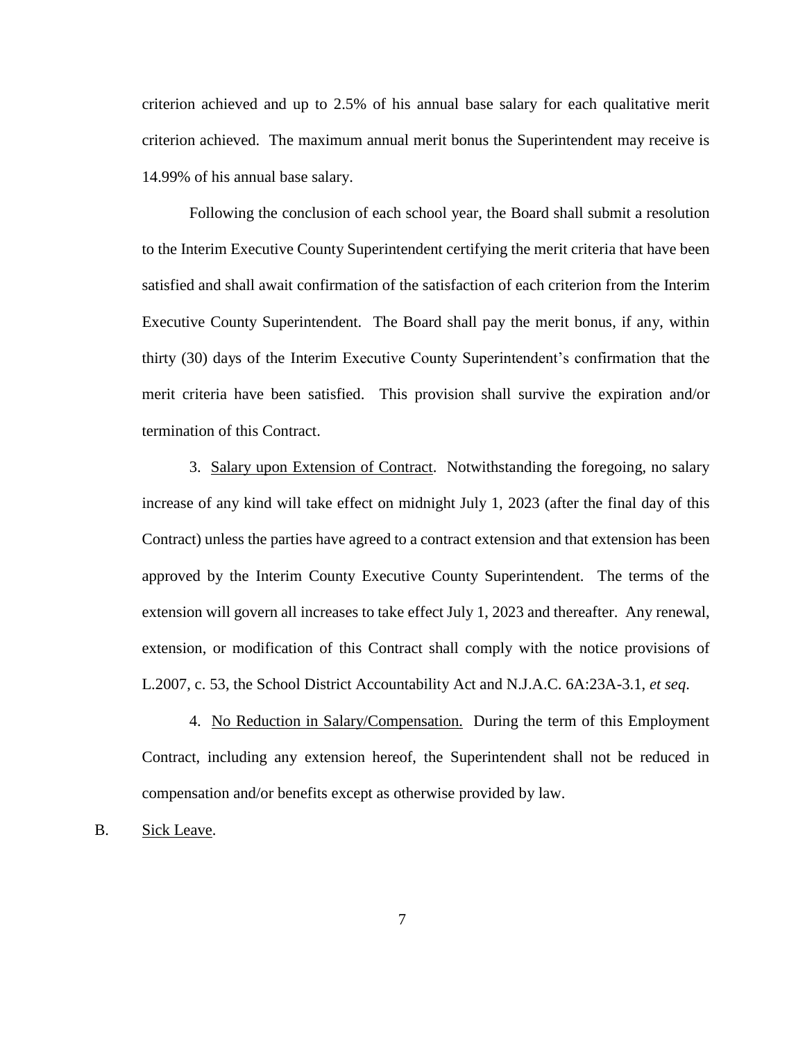criterion achieved and up to 2.5% of his annual base salary for each qualitative merit criterion achieved. The maximum annual merit bonus the Superintendent may receive is 14.99% of his annual base salary.

Following the conclusion of each school year, the Board shall submit a resolution to the Interim Executive County Superintendent certifying the merit criteria that have been satisfied and shall await confirmation of the satisfaction of each criterion from the Interim Executive County Superintendent. The Board shall pay the merit bonus, if any, within thirty (30) days of the Interim Executive County Superintendent's confirmation that the merit criteria have been satisfied. This provision shall survive the expiration and/or termination of this Contract.

3. Salary upon Extension of Contract. Notwithstanding the foregoing, no salary increase of any kind will take effect on midnight July 1, 2023 (after the final day of this Contract) unless the parties have agreed to a contract extension and that extension has been approved by the Interim County Executive County Superintendent. The terms of the extension will govern all increases to take effect July 1, 2023 and thereafter. Any renewal, extension, or modification of this Contract shall comply with the notice provisions of L.2007, c. 53, the School District Accountability Act and N.J.A.C. 6A:23A-3.1, *et seq*.

4. No Reduction in Salary/Compensation. During the term of this Employment Contract, including any extension hereof, the Superintendent shall not be reduced in compensation and/or benefits except as otherwise provided by law.

B. Sick Leave.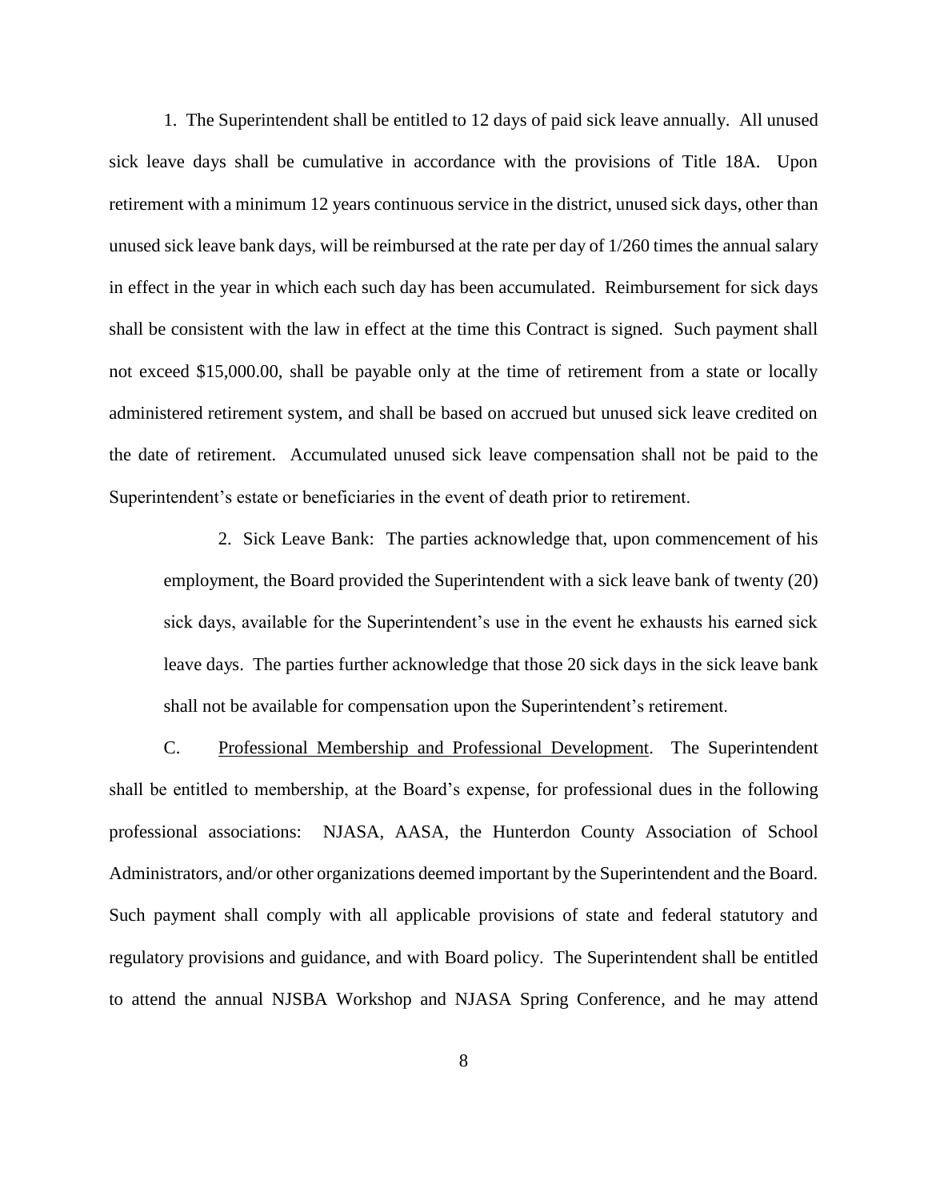1. The Superintendent shall be entitled to 12 days of paid sick leave annually. All unused sick leave days shall be cumulative in accordance with the provisions of Title 18A. Upon retirement with a minimum 12 years continuous service in the district, unused sick days, other than unused sick leave bank days, will be reimbursed at the rate per day of 1/260 times the annual salary in effect in the year in which each such day has been accumulated. Reimbursement for sick days shall be consistent with the law in effect at the time this Contract is signed. Such payment shall not exceed $15,000.00, shall be payable only at the time of retirement from a state or locally administered retirement system, and shall be based on accrued but unused sick leave credited on the date of retirement. Accumulated unused sick leave compensation shall not be paid to the Superintendent's estate or beneficiaries in the event of death prior to retirement.

> 2. Sick Leave Bank: The parties acknowledge that, upon commencement of his employment, the Board provided the Superintendent with a sick leave bank of twenty (20) sick days, available for the Superintendent's use in the event he exhausts his earned sick leave days. The parties further acknowledge that those 20 sick days in the sick leave bank shall not be available for compensation upon the Superintendent's retirement.

C. Professional Membership and Professional Development. The Superintendent shall be entitled to membership, at the Board's expense, for professional dues in the following professional associations: NJASA, AASA, the Hunterdon County Association of School Administrators, and/or other organizations deemed important by the Superintendent and the Board. Such payment shall comply with all applicable provisions of state and federal statutory and regulatory provisions and guidance, and with Board policy. The Superintendent shall be entitled to attend the annual NJSBA Workshop and NJASA Spring Conference, and he may attend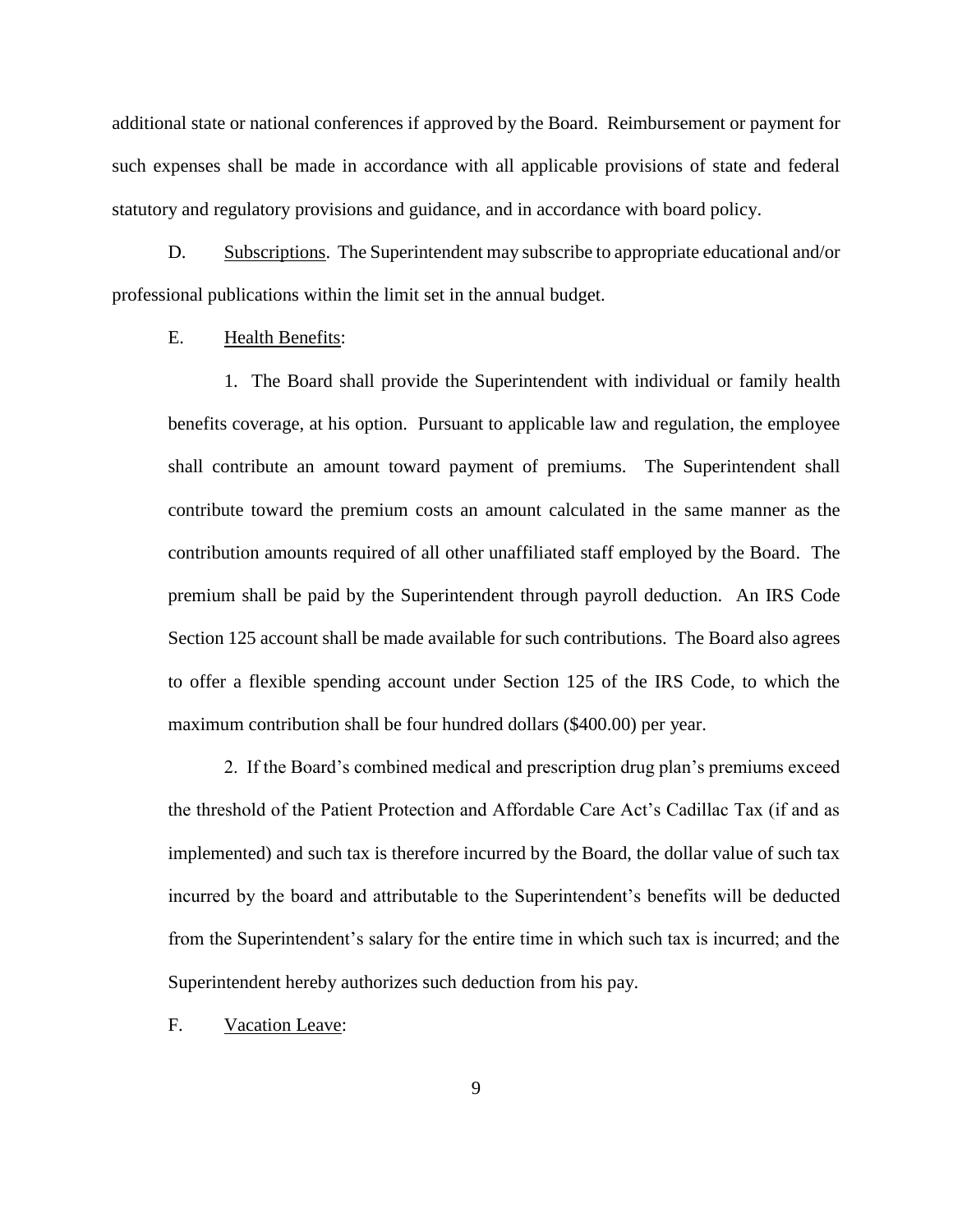additional state or national conferences if approved by the Board. Reimbursement or payment for such expenses shall be made in accordance with all applicable provisions of state and federal statutory and regulatory provisions and guidance, and in accordance with board policy.

D. Subscriptions. The Superintendent may subscribe to appropriate educational and/or professional publications within the limit set in the annual budget.

E. Health Benefits:

1. The Board shall provide the Superintendent with individual or family health benefits coverage, at his option. Pursuant to applicable law and regulation, the employee shall contribute an amount toward payment of premiums. The Superintendent shall contribute toward the premium costs an amount calculated in the same manner as the contribution amounts required of all other unaffiliated staff employed by the Board. The premium shall be paid by the Superintendent through payroll deduction. An IRS Code Section 125 account shall be made available for such contributions. The Board also agrees to offer a flexible spending account under Section 125 of the IRS Code, to which the maximum contribution shall be four hundred dollars ($400.00) per year.

2. If the Board's combined medical and prescription drug plan's premiums exceed the threshold of the Patient Protection and Affordable Care Act's Cadillac Tax (if and as implemented) and such tax is therefore incurred by the Board, the dollar value of such tax incurred by the board and attributable to the Superintendent's benefits will be deducted from the Superintendent's salary for the entire time in which such tax is incurred; and the Superintendent hereby authorizes such deduction from his pay.

F. Vacation Leave: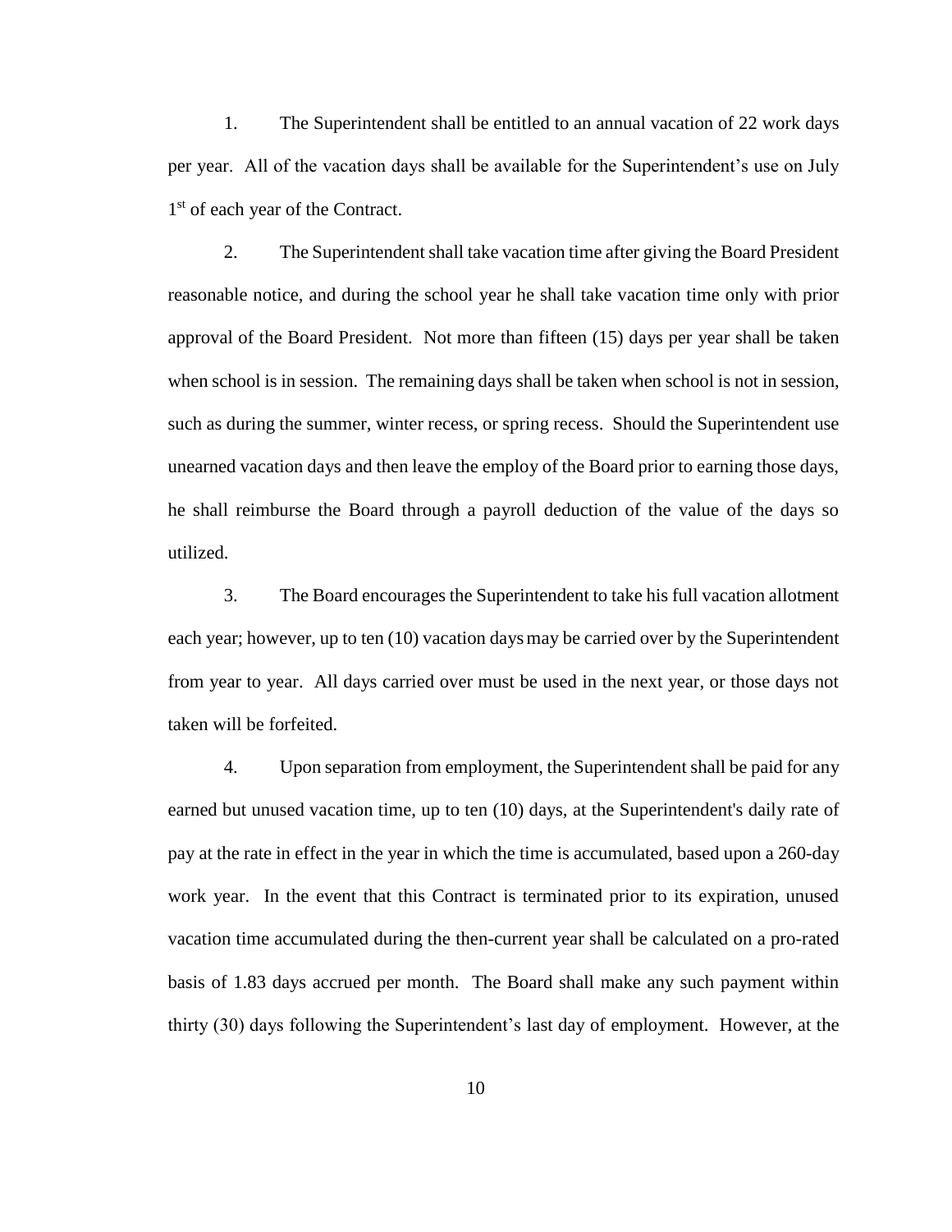1. The Superintendent shall be entitled to an annual vacation of 22 work days per year. All of the vacation days shall be available for the Superintendent's use on July 1st of each year of the Contract.

2. The Superintendent shall take vacation time after giving the Board President reasonable notice, and during the school year he shall take vacation time only with prior approval of the Board President. Not more than fifteen (15) days per year shall be taken when school is in session. The remaining days shall be taken when school is not in session, such as during the summer, winter recess, or spring recess. Should the Superintendent use unearned vacation days and then leave the employ of the Board prior to earning those days, he shall reimburse the Board through a payroll deduction of the value of the days so utilized.

3. The Board encourages the Superintendent to take his full vacation allotment each year; however, up to ten (10) vacation days may be carried over by the Superintendent from year to year. All days carried over must be used in the next year, or those days not taken will be forfeited.

4. Upon separation from employment, the Superintendent shall be paid for any earned but unused vacation time, up to ten (10) days, at the Superintendent's daily rate of pay at the rate in effect in the year in which the time is accumulated, based upon a 260-day work year. In the event that this Contract is terminated prior to its expiration, unused vacation time accumulated during the then-current year shall be calculated on a pro-rated basis of 1.83 days accrued per month. The Board shall make any such payment within thirty (30) days following the Superintendent's last day of employment. However, at the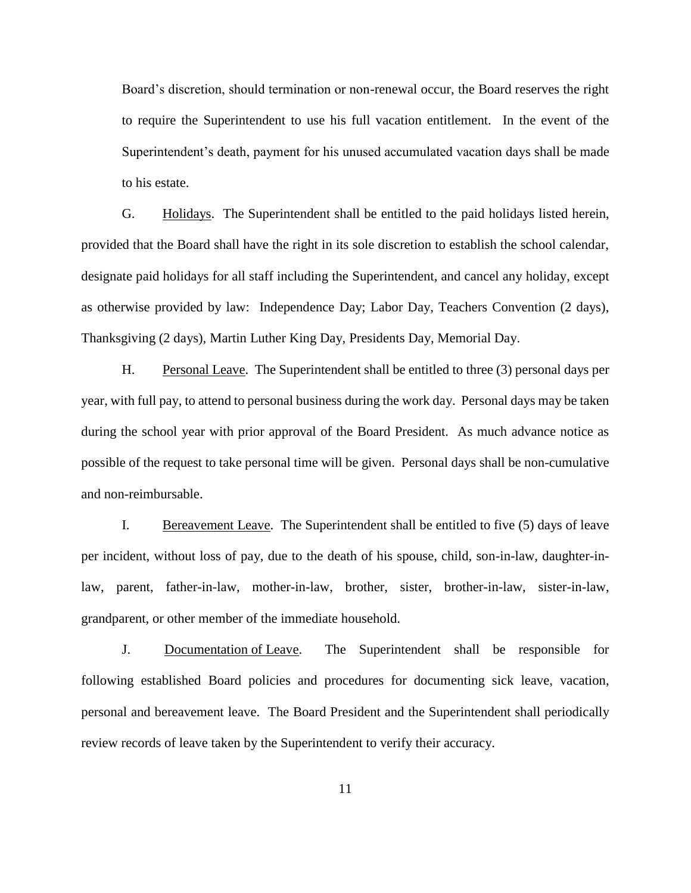Board's discretion, should termination or non-renewal occur, the Board reserves the right to require the Superintendent to use his full vacation entitlement. In the event of the Superintendent's death, payment for his unused accumulated vacation days shall be made to his estate.

G. Holidays. The Superintendent shall be entitled to the paid holidays listed herein, provided that the Board shall have the right in its sole discretion to establish the school calendar, designate paid holidays for all staff including the Superintendent, and cancel any holiday, except as otherwise provided by law: Independence Day; Labor Day, Teachers Convention (2 days), Thanksgiving (2 days), Martin Luther King Day, Presidents Day, Memorial Day.

H. Personal Leave. The Superintendent shall be entitled to three (3) personal days per year, with full pay, to attend to personal business during the work day. Personal days may be taken during the school year with prior approval of the Board President. As much advance notice as possible of the request to take personal time will be given. Personal days shall be non-cumulative and non-reimbursable.

I. Bereavement Leave. The Superintendent shall be entitled to five (5) days of leave per incident, without loss of pay, due to the death of his spouse, child, son-in-law, daughter-in-law, parent, father-in-law, mother-in-law, brother, sister, brother-in-law, sister-in-law, grandparent, or other member of the immediate household.

J. Documentation of Leave. The Superintendent shall be responsible for following established Board policies and procedures for documenting sick leave, vacation, personal and bereavement leave. The Board President and the Superintendent shall periodically review records of leave taken by the Superintendent to verify their accuracy.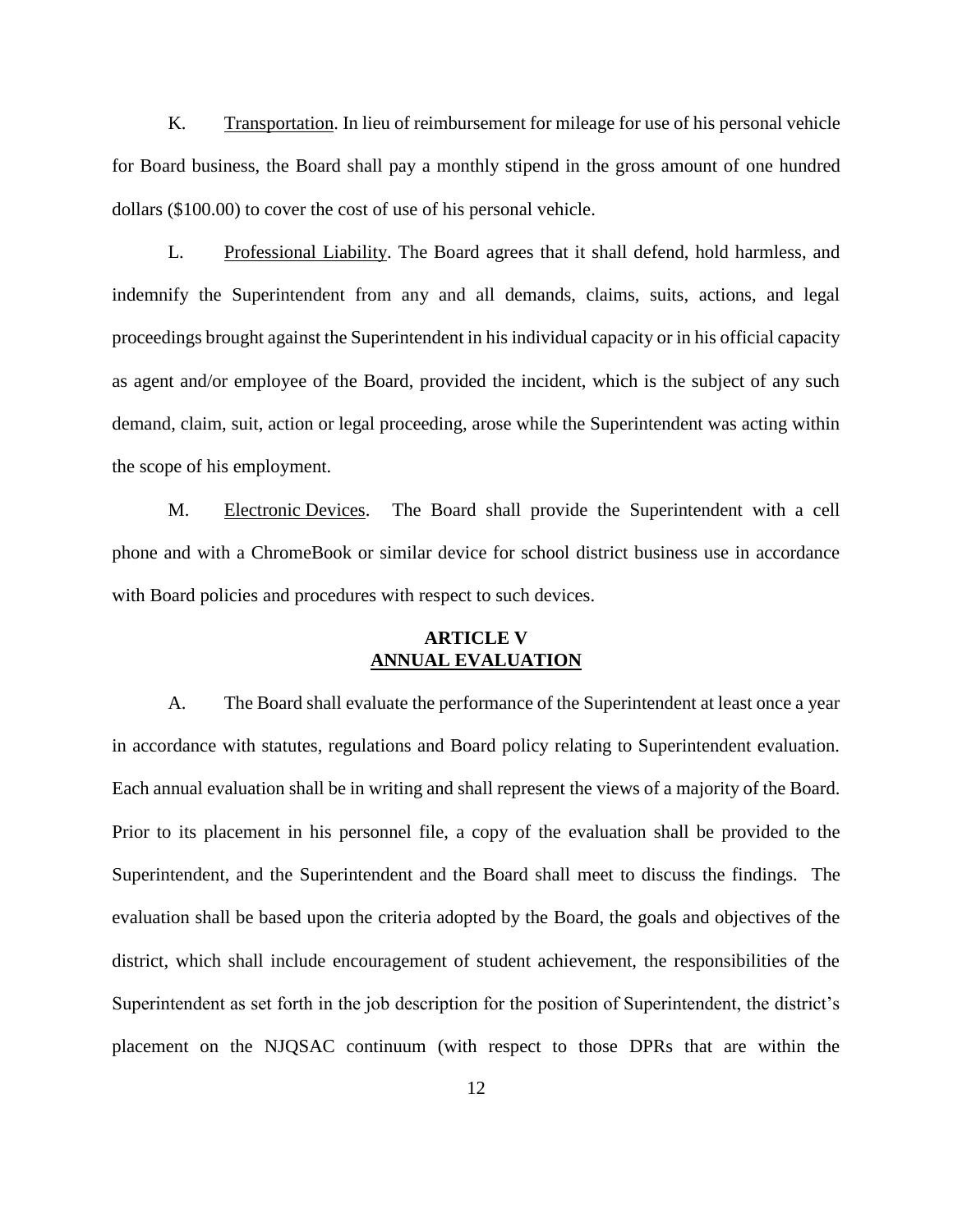K. Transportation. In lieu of reimbursement for mileage for use of his personal vehicle for Board business, the Board shall pay a monthly stipend in the gross amount of one hundred dollars ($100.00) to cover the cost of use of his personal vehicle.

L. Professional Liability. The Board agrees that it shall defend, hold harmless, and indemnify the Superintendent from any and all demands, claims, suits, actions, and legal proceedings brought against the Superintendent in his individual capacity or in his official capacity as agent and/or employee of the Board, provided the incident, which is the subject of any such demand, claim, suit, action or legal proceeding, arose while the Superintendent was acting within the scope of his employment.

M. Electronic Devices. The Board shall provide the Superintendent with a cell phone and with a ChromeBook or similar device for school district business use in accordance with Board policies and procedures with respect to such devices.

## ARTICLE V
## ANNUAL EVALUATION

A. The Board shall evaluate the performance of the Superintendent at least once a year in accordance with statutes, regulations and Board policy relating to Superintendent evaluation. Each annual evaluation shall be in writing and shall represent the views of a majority of the Board. Prior to its placement in his personnel file, a copy of the evaluation shall be provided to the Superintendent, and the Superintendent and the Board shall meet to discuss the findings. The evaluation shall be based upon the criteria adopted by the Board, the goals and objectives of the district, which shall include encouragement of student achievement, the responsibilities of the Superintendent as set forth in the job description for the position of Superintendent, the district's placement on the NJQSAC continuum (with respect to those DPRs that are within the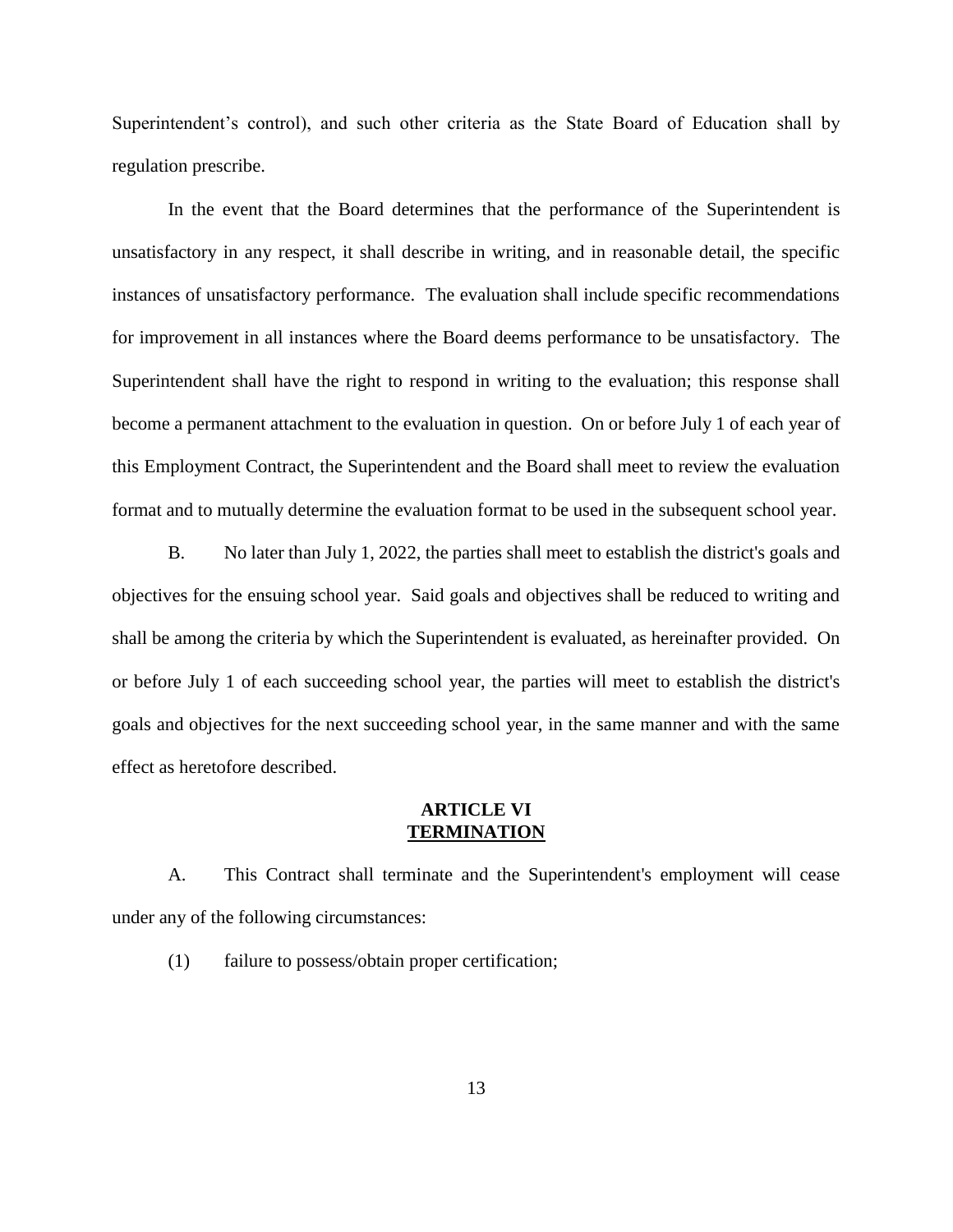Superintendent's control), and such other criteria as the State Board of Education shall by regulation prescribe.

In the event that the Board determines that the performance of the Superintendent is unsatisfactory in any respect, it shall describe in writing, and in reasonable detail, the specific instances of unsatisfactory performance. The evaluation shall include specific recommendations for improvement in all instances where the Board deems performance to be unsatisfactory. The Superintendent shall have the right to respond in writing to the evaluation; this response shall become a permanent attachment to the evaluation in question. On or before July 1 of each year of this Employment Contract, the Superintendent and the Board shall meet to review the evaluation format and to mutually determine the evaluation format to be used in the subsequent school year.

B. No later than July 1, 2022, the parties shall meet to establish the district's goals and objectives for the ensuing school year. Said goals and objectives shall be reduced to writing and shall be among the criteria by which the Superintendent is evaluated, as hereinafter provided. On or before July 1 of each succeeding school year, the parties will meet to establish the district's goals and objectives for the next succeeding school year, in the same manner and with the same effect as heretofore described.

## ARTICLE VI
## TERMINATION

A. This Contract shall terminate and the Superintendent's employment will cease under any of the following circumstances:

(1) failure to possess/obtain proper certification;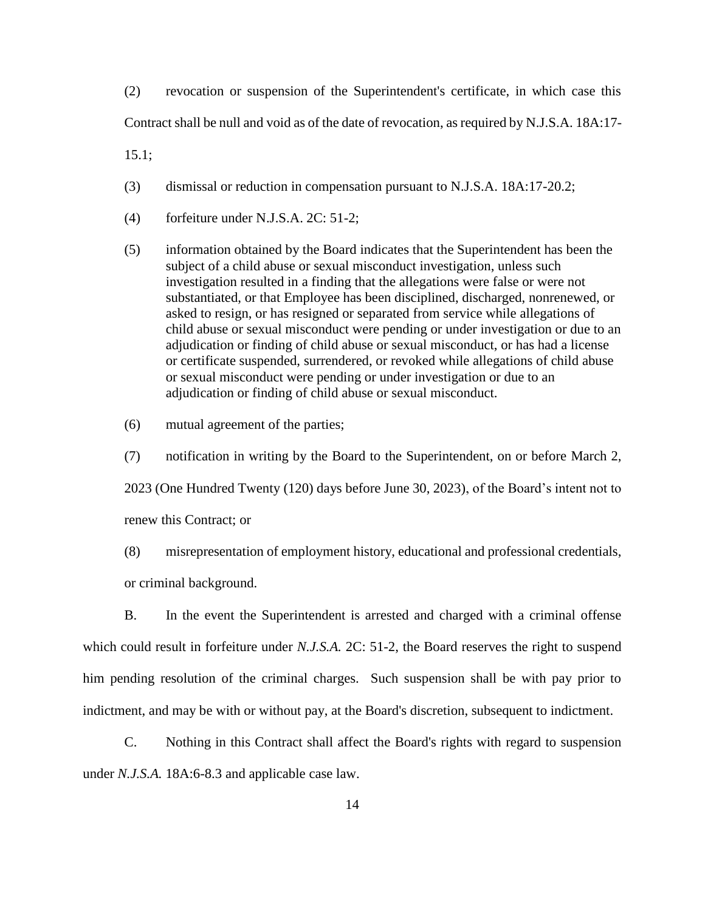(2) revocation or suspension of the Superintendent's certificate, in which case this Contract shall be null and void as of the date of revocation, as required by N.J.S.A. 18A:17-15.1;

(3) dismissal or reduction in compensation pursuant to N.J.S.A. 18A:17-20.2;

(4) forfeiture under N.J.S.A. 2C: 51-2;

(5) information obtained by the Board indicates that the Superintendent has been the subject of a child abuse or sexual misconduct investigation, unless such investigation resulted in a finding that the allegations were false or were not substantiated, or that Employee has been disciplined, discharged, nonrenewed, or asked to resign, or has resigned or separated from service while allegations of child abuse or sexual misconduct were pending or under investigation or due to an adjudication or finding of child abuse or sexual misconduct, or has had a license or certificate suspended, surrendered, or revoked while allegations of child abuse or sexual misconduct were pending or under investigation or due to an adjudication or finding of child abuse or sexual misconduct.

(6) mutual agreement of the parties;

(7) notification in writing by the Board to the Superintendent, on or before March 2, 2023 (One Hundred Twenty (120) days before June 30, 2023), of the Board's intent not to renew this Contract; or

(8) misrepresentation of employment history, educational and professional credentials, or criminal background.

B. In the event the Superintendent is arrested and charged with a criminal offense which could result in forfeiture under *N.J.S.A.* 2C: 51-2, the Board reserves the right to suspend him pending resolution of the criminal charges. Such suspension shall be with pay prior to indictment, and may be with or without pay, at the Board's discretion, subsequent to indictment.

C. Nothing in this Contract shall affect the Board's rights with regard to suspension under *N.J.S.A.* 18A:6-8.3 and applicable case law.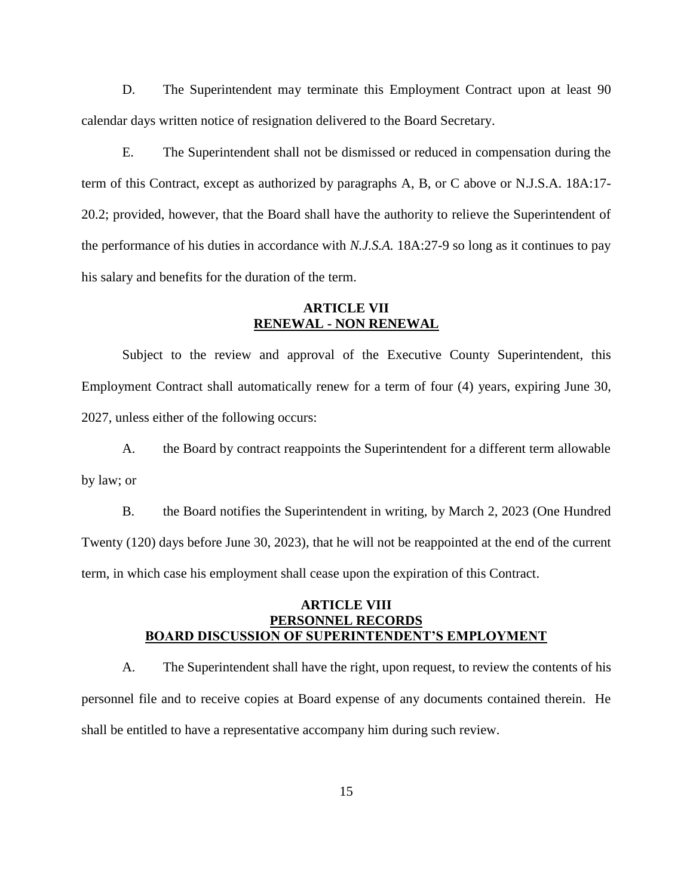D. The Superintendent may terminate this Employment Contract upon at least 90 calendar days written notice of resignation delivered to the Board Secretary.

E. The Superintendent shall not be dismissed or reduced in compensation during the term of this Contract, except as authorized by paragraphs A, B, or C above or N.J.S.A. 18A:17-20.2; provided, however, that the Board shall have the authority to relieve the Superintendent of the performance of his duties in accordance with *N.J.S.A.* 18A:27-9 so long as it continues to pay his salary and benefits for the duration of the term.

## ARTICLE VII
## RENEWAL - NON RENEWAL

Subject to the review and approval of the Executive County Superintendent, this Employment Contract shall automatically renew for a term of four (4) years, expiring June 30, 2027, unless either of the following occurs:

A. the Board by contract reappoints the Superintendent for a different term allowable by law; or

B. the Board notifies the Superintendent in writing, by March 2, 2023 (One Hundred Twenty (120) days before June 30, 2023), that he will not be reappointed at the end of the current term, in which case his employment shall cease upon the expiration of this Contract.

## ARTICLE VIII
## PERSONNEL RECORDS
## BOARD DISCUSSION OF SUPERINTENDENT'S EMPLOYMENT

A. The Superintendent shall have the right, upon request, to review the contents of his personnel file and to receive copies at Board expense of any documents contained therein. He shall be entitled to have a representative accompany him during such review.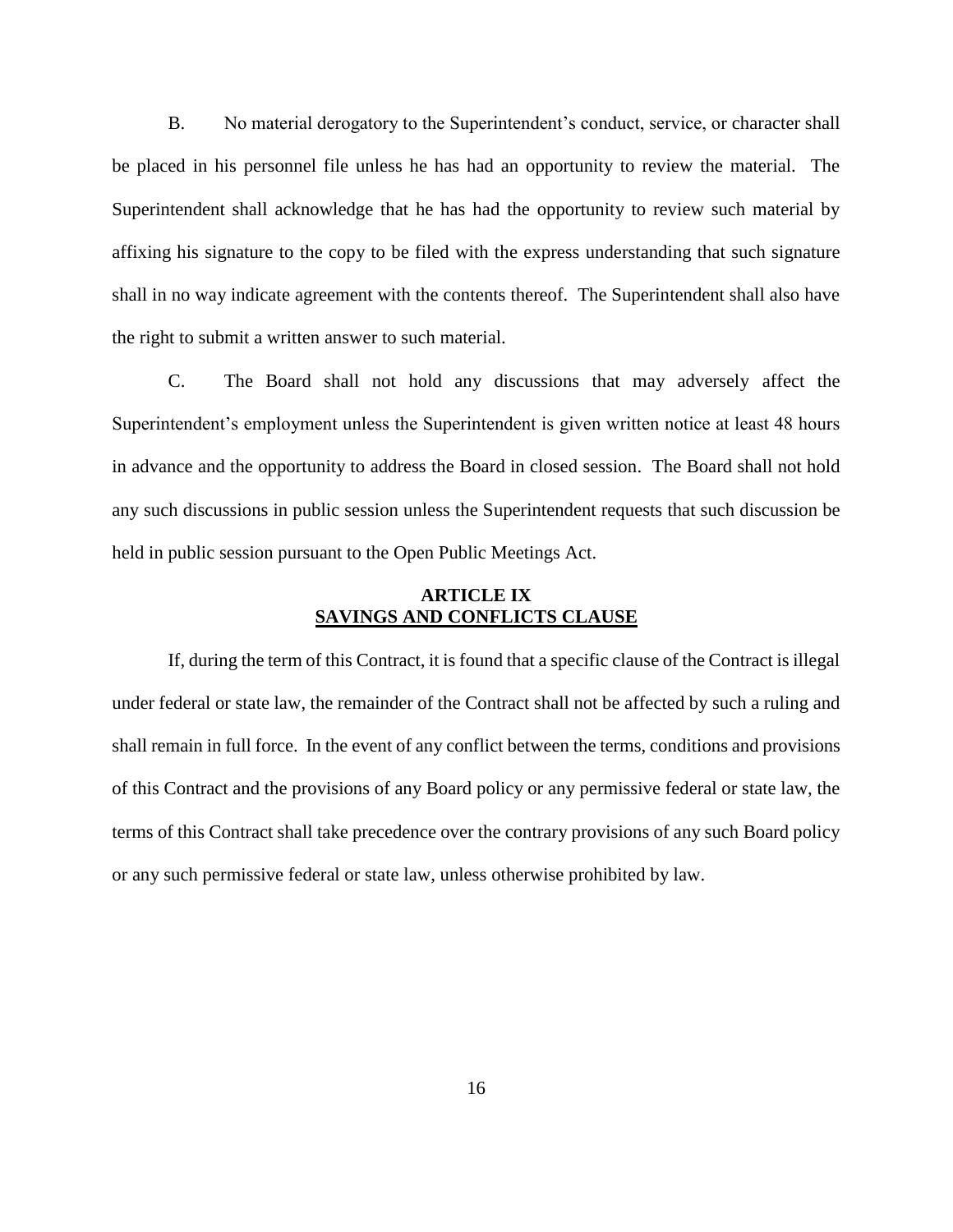B. No material derogatory to the Superintendent's conduct, service, or character shall be placed in his personnel file unless he has had an opportunity to review the material. The Superintendent shall acknowledge that he has had the opportunity to review such material by affixing his signature to the copy to be filed with the express understanding that such signature shall in no way indicate agreement with the contents thereof. The Superintendent shall also have the right to submit a written answer to such material.

C. The Board shall not hold any discussions that may adversely affect the Superintendent's employment unless the Superintendent is given written notice at least 48 hours in advance and the opportunity to address the Board in closed session. The Board shall not hold any such discussions in public session unless the Superintendent requests that such discussion be held in public session pursuant to the Open Public Meetings Act.

## ARTICLE IX
## SAVINGS AND CONFLICTS CLAUSE

If, during the term of this Contract, it is found that a specific clause of the Contract is illegal under federal or state law, the remainder of the Contract shall not be affected by such a ruling and shall remain in full force. In the event of any conflict between the terms, conditions and provisions of this Contract and the provisions of any Board policy or any permissive federal or state law, the terms of this Contract shall take precedence over the contrary provisions of any such Board policy or any such permissive federal or state law, unless otherwise prohibited by law.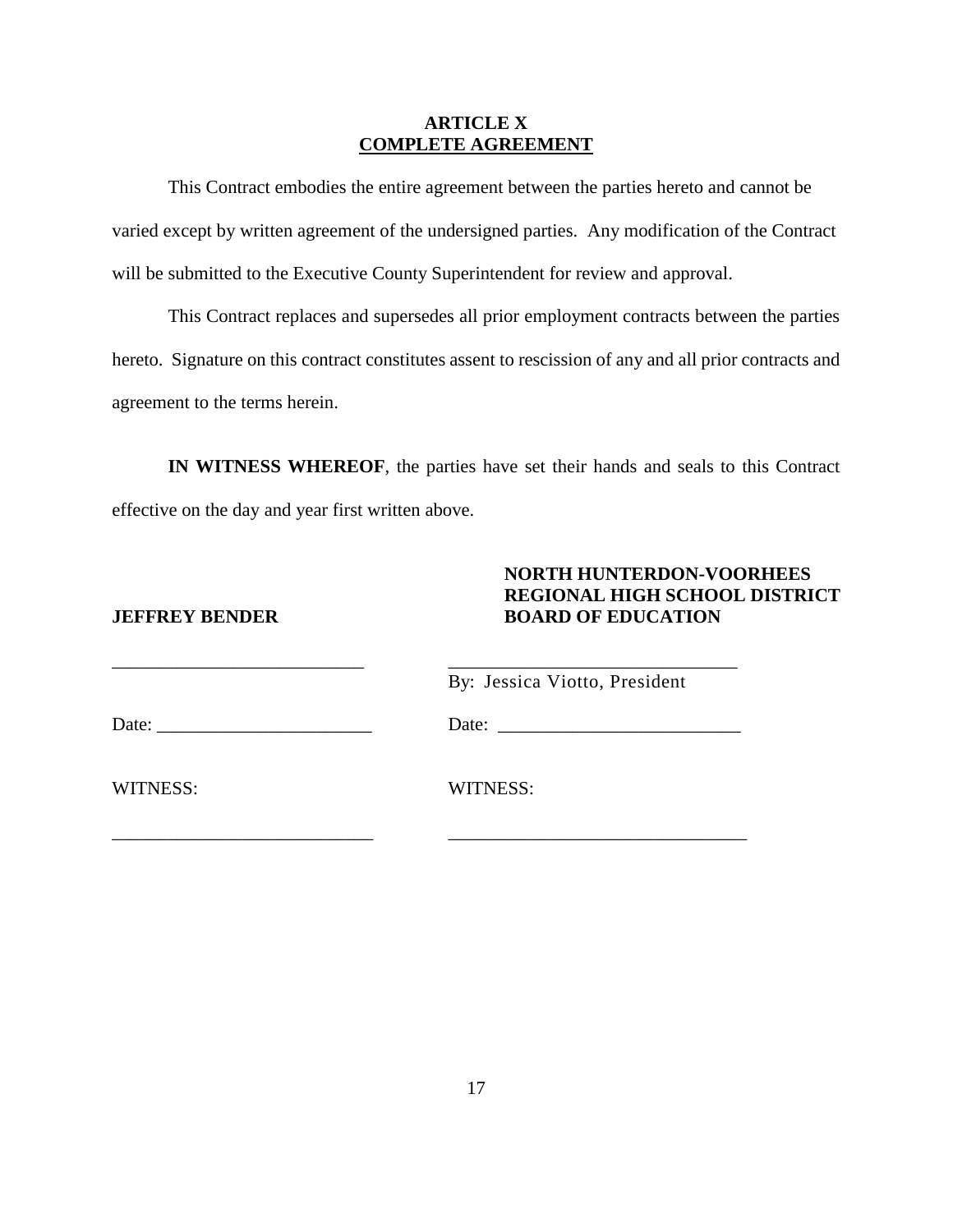## ARTICLE X
## COMPLETE AGREEMENT

This Contract embodies the entire agreement between the parties hereto and cannot be varied except by written agreement of the undersigned parties. Any modification of the Contract will be submitted to the Executive County Superintendent for review and approval.

This Contract replaces and supersedes all prior employment contracts between the parties hereto. Signature on this contract constitutes assent to rescission of any and all prior contracts and agreement to the terms herein.

**IN WITNESS WHEREOF**, the parties have set their hands and seals to this Contract effective on the day and year first written above.

| | |
|---|---|
| **JEFFREY BENDER** | **NORTH HUNTERDON-VOORHEES REGIONAL HIGH SCHOOL DISTRICT BOARD OF EDUCATION** |
| ___________________________ | ______________________________ By: Jessica Viotto, President |
| Date: _______________________ | Date: __________________________ |
| WITNESS: | WITNESS: |
| ____________________________ | ________________________________ |